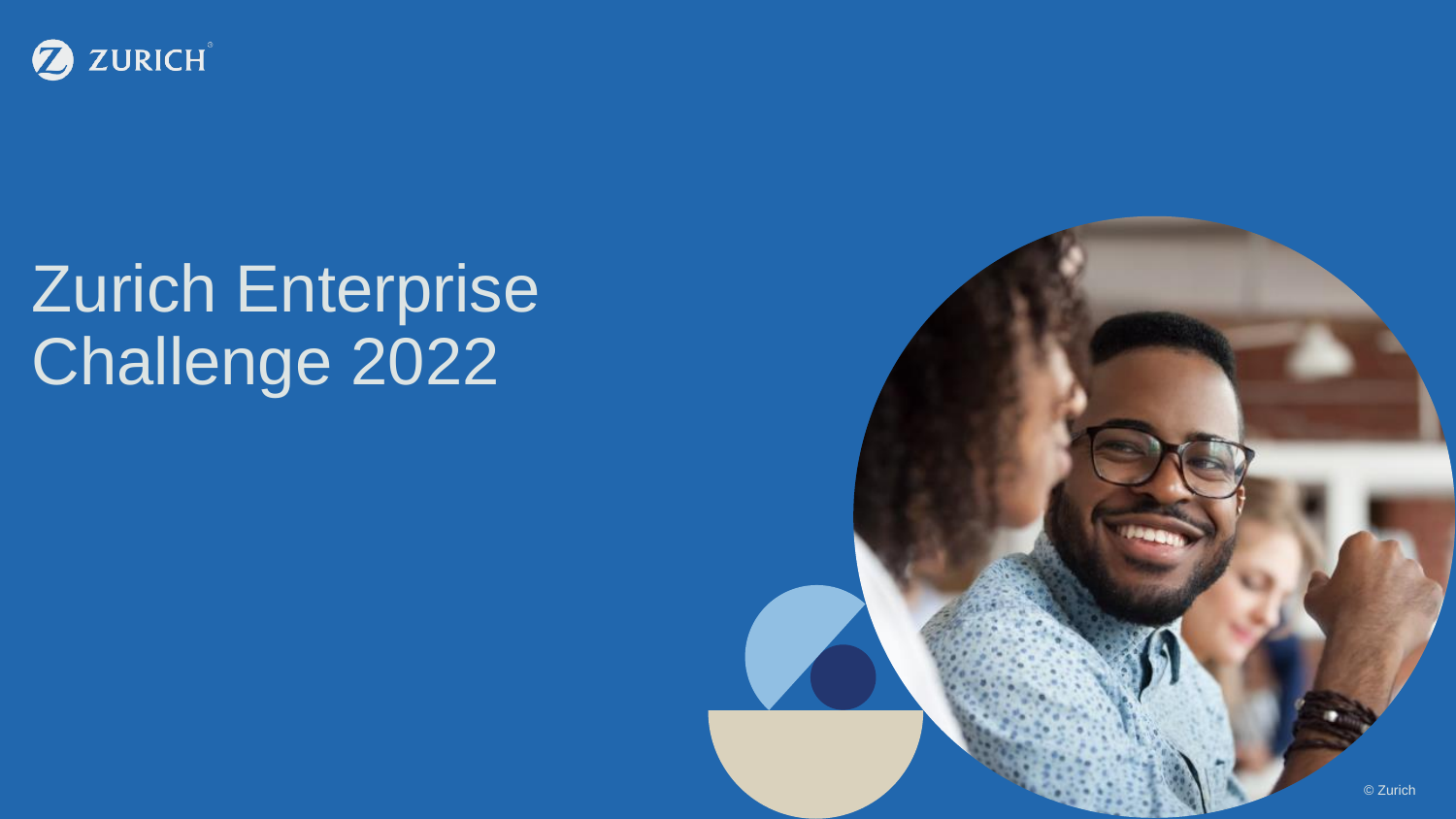# Zurich Enterprise Challenge 2022

© Zurich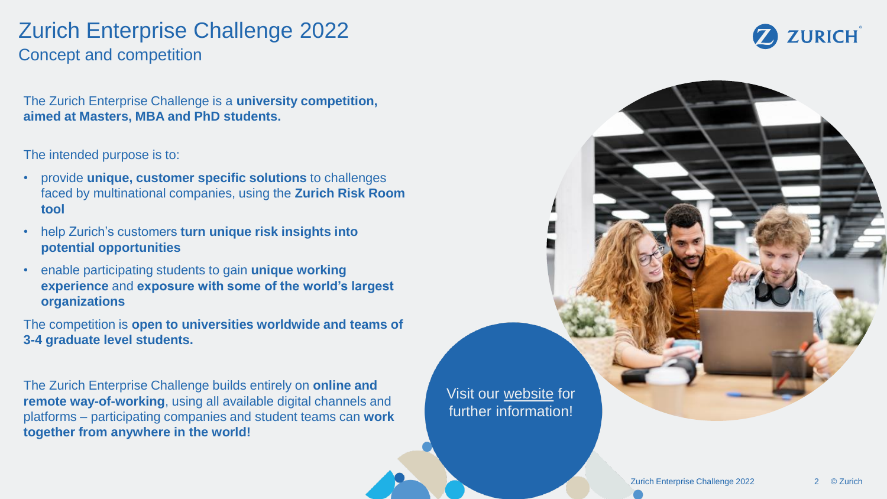# Zurich Enterprise Challenge 2022

## Concept and competition

The Zurich Enterprise Challenge is a **university competition, aimed at Masters, MBA and PhD students.**

The intended purpose is to:

- provide **unique, customer specific solutions** to challenges faced by multinational companies, using the **Zurich Risk Room tool**
- help Zurich's customers **turn unique risk insights into potential opportunities**
- enable participating students to gain **unique working experience** and **exposure with some of the world's largest organizations**

The competition is **open to universities worldwide and teams of 3-4 graduate level students.**

The Zurich Enterprise Challenge builds entirely on **online and remote way-of-working**, using all available digital channels and platforms – participating companies and student teams can **work together from anywhere in the world!**

Visit our website for further information!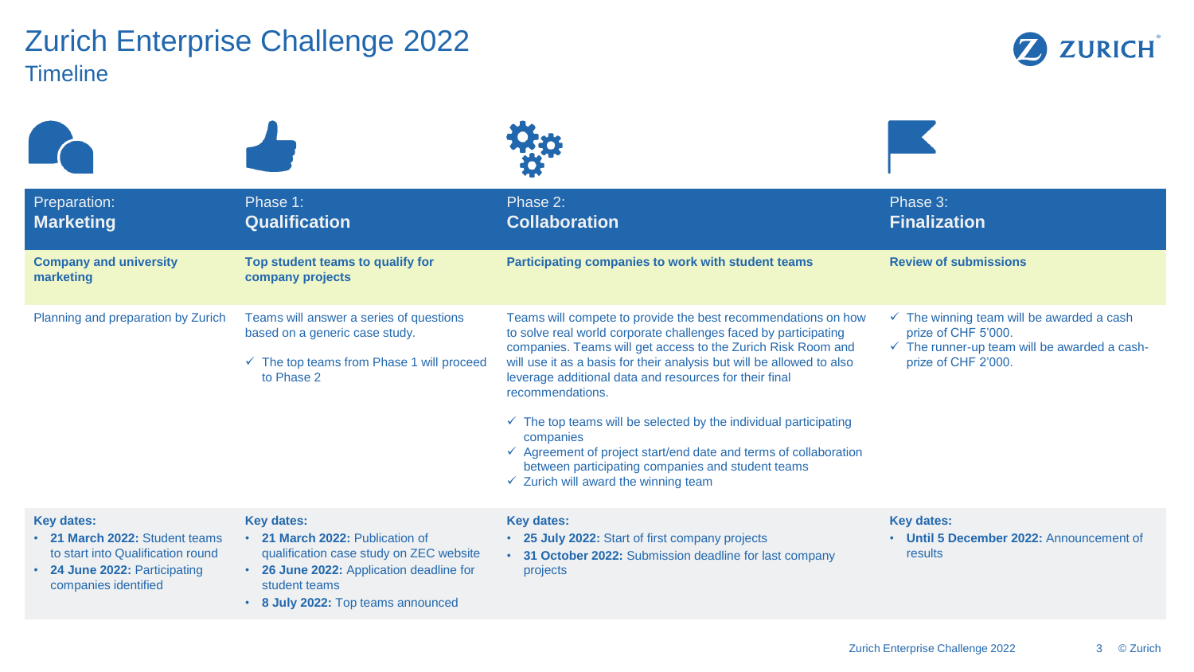# Zurich Enterprise Challenge 2022

## Timeline

| Preparation: **Marketing** | Phase 1: **Qualification** | Phase 2: **Collaboration** | Phase 3: **Finalization** |
|---|---|---|---|
| **Company and university marketing** | **Top student teams to qualify for company projects** | **Participating companies to work with student teams** | **Review of submissions** |
| Planning and preparation by Zurich | Teams will answer a series of questions based on a generic case study.<br><br>✓ The top teams from Phase 1 will proceed to Phase 2 | Teams will compete to provide the best recommendations on how to solve real world corporate challenges faced by participating companies. Teams will get access to the Zurich Risk Room and will use it as a basis for their analysis but will be allowed to also leverage additional data and resources for their final recommendations.<br><br>✓ The top teams will be selected by the individual participating companies<br>✓ Agreement of project start/end date and terms of collaboration between participating companies and student teams<br>✓ Zurich will award the winning team | ✓ The winning team will be awarded a cash prize of CHF 5'000.<br>✓ The runner-up team will be awarded a cash-prize of CHF 2'000. |
| **Key dates:**<br>• **21 March 2022:** Student teams to start into Qualification round<br>• **24 June 2022:** Participating companies identified | **Key dates:**<br>• **21 March 2022:** Publication of qualification case study on ZEC website<br>• **26 June 2022:** Application deadline for student teams<br>• **8 July 2022:** Top teams announced | **Key dates:**<br>• **25 July 2022:** Start of first company projects<br>• **31 October 2022:** Submission deadline for last company projects | **Key dates:**<br>• **Until 5 December 2022:** Announcement of results |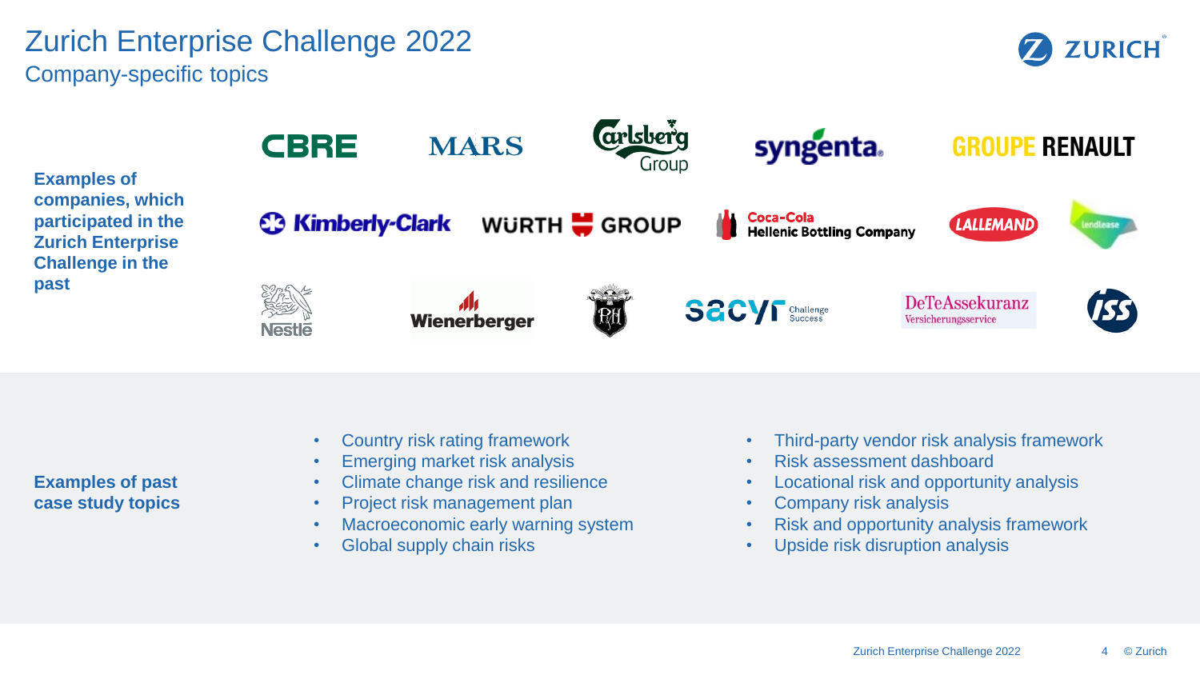# Zurich Enterprise Challenge 2022

## Company-specific topics

**Examples of companies, which participated in the Zurich Enterprise Challenge in the past**

CBRE, MARS, Carlsberg Group, syngenta, GROUPE RENAULT, Kimberly-Clark, WÜRTH GROUP, Coca-Cola Hellenic Bottling Company, LALLEMAND, Lendlease, Nestlé, Wienerberger, Sacyr Challenge Success, DeTeAssekuranz Versicherungsservice, ISS

**Examples of past case study topics**

- Country risk rating framework
- Emerging market risk analysis
- Climate change risk and resilience
- Project risk management plan
- Macroeconomic early warning system
- Global supply chain risks
- Third-party vendor risk analysis framework
- Risk assessment dashboard
- Locational risk and opportunity analysis
- Company risk analysis
- Risk and opportunity analysis framework
- Upside risk disruption analysis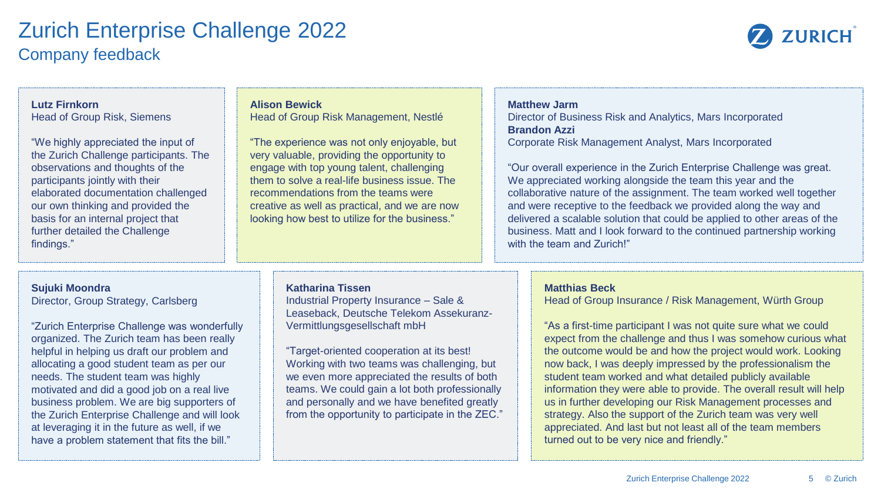# Zurich Enterprise Challenge 2022

## Company feedback

**Lutz Firnkorn**
Head of Group Risk, Siemens

"We highly appreciated the input of the Zurich Challenge participants. The observations and thoughts of the participants jointly with their elaborated documentation challenged our own thinking and provided the basis for an internal project that further detailed the Challenge findings."

**Alison Bewick**
Head of Group Risk Management, Nestlé

"The experience was not only enjoyable, but very valuable, providing the opportunity to engage with top young talent, challenging them to solve a real-life business issue. The recommendations from the teams were creative as well as practical, and we are now looking how best to utilize for the business."

**Matthew Jarm**
Director of Business Risk and Analytics, Mars Incorporated
**Brandon Azzi**
Corporate Risk Management Analyst, Mars Incorporated

"Our overall experience in the Zurich Enterprise Challenge was great. We appreciated working alongside the team this year and the collaborative nature of the assignment. The team worked well together and were receptive to the feedback we provided along the way and delivered a scalable solution that could be applied to other areas of the business. Matt and I look forward to the continued partnership working with the team and Zurich!"

**Sujuki Moondra**
Director, Group Strategy, Carlsberg

"Zurich Enterprise Challenge was wonderfully organized. The Zurich team has been really helpful in helping us draft our problem and allocating a good student team as per our needs. The student team was highly motivated and did a good job on a real live business problem. We are big supporters of the Zurich Enterprise Challenge and will look at leveraging it in the future as well, if we have a problem statement that fits the bill."

**Katharina Tissen**
Industrial Property Insurance – Sale & Leaseback, Deutsche Telekom Assekuranz-Vermittlungsgesellschaft mbH

"Target-oriented cooperation at its best! Working with two teams was challenging, but we even more appreciated the results of both teams. We could gain a lot both professionally and personally and we have benefited greatly from the opportunity to participate in the ZEC."

**Matthias Beck**
Head of Group Insurance / Risk Management, Würth Group

"As a first-time participant I was not quite sure what we could expect from the challenge and thus I was somehow curious what the outcome would be and how the project would work. Looking now back, I was deeply impressed by the professionalism the student team worked and what detailed publicly available information they were able to provide. The overall result will help us in further developing our Risk Management processes and strategy. Also the support of the Zurich team was very well appreciated. And last but not least all of the team members turned out to be very nice and friendly."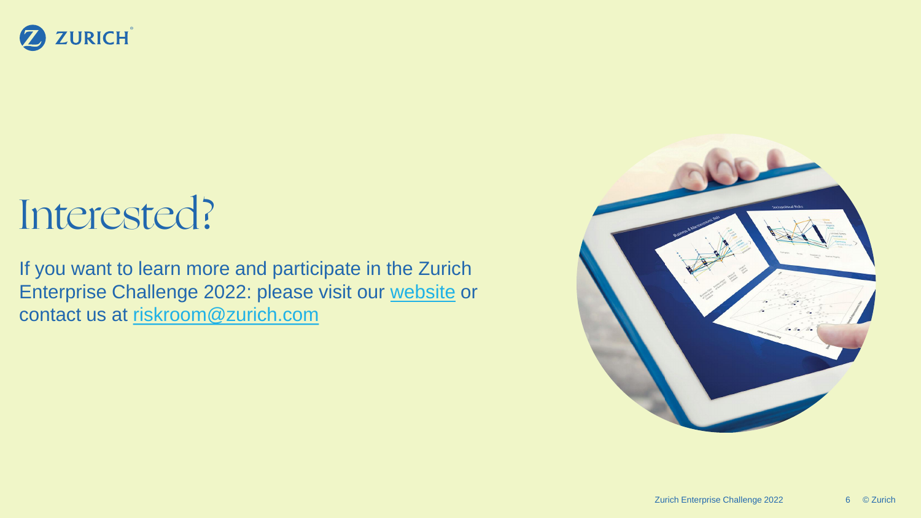# Interested?

If you want to learn more and participate in the Zurich Enterprise Challenge 2022: please visit our website or contact us at riskroom@zurich.com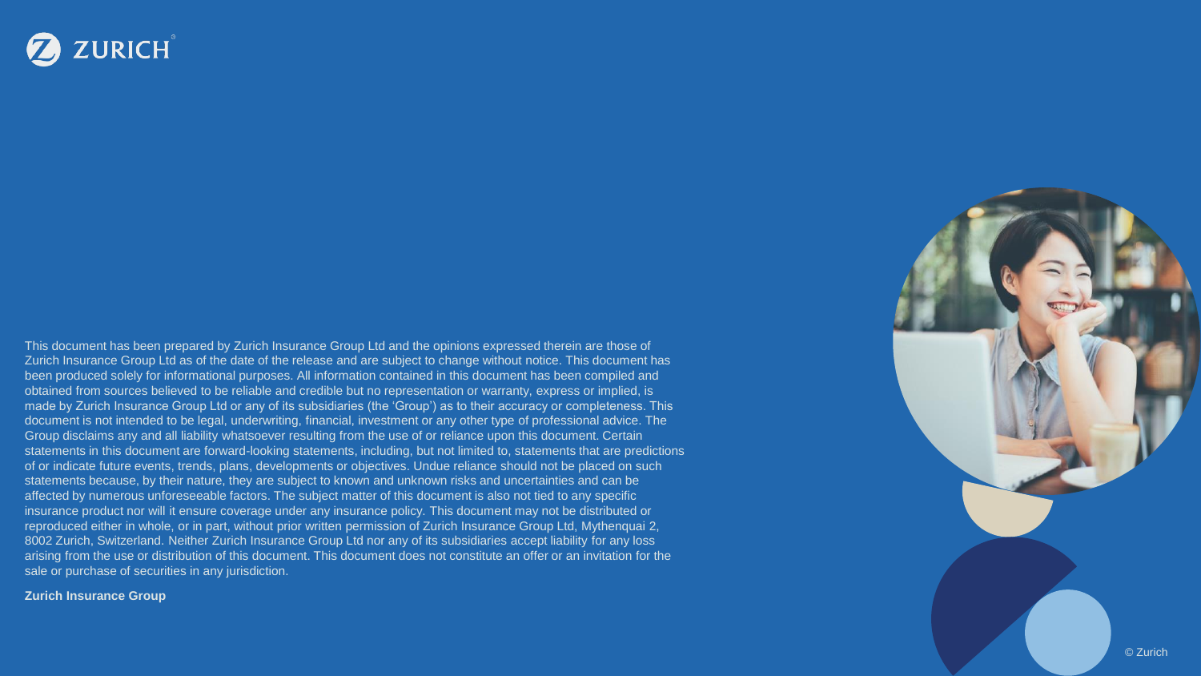This document has been prepared by Zurich Insurance Group Ltd and the opinions expressed therein are those of Zurich Insurance Group Ltd as of the date of the release and are subject to change without notice. This document has been produced solely for informational purposes. All information contained in this document has been compiled and obtained from sources believed to be reliable and credible but no representation or warranty, express or implied, is made by Zurich Insurance Group Ltd or any of its subsidiaries (the 'Group') as to their accuracy or completeness. This document is not intended to be legal, underwriting, financial, investment or any other type of professional advice. The Group disclaims any and all liability whatsoever resulting from the use of or reliance upon this document. Certain statements in this document are forward-looking statements, including, but not limited to, statements that are predictions of or indicate future events, trends, plans, developments or objectives. Undue reliance should not be placed on such statements because, by their nature, they are subject to known and unknown risks and uncertainties and can be affected by numerous unforeseeable factors. The subject matter of this document is also not tied to any specific insurance product nor will it ensure coverage under any insurance policy. This document may not be distributed or reproduced either in whole, or in part, without prior written permission of Zurich Insurance Group Ltd, Mythenquai 2, 8002 Zurich, Switzerland. Neither Zurich Insurance Group Ltd nor any of its subsidiaries accept liability for any loss arising from the use or distribution of this document. This document does not constitute an offer or an invitation for the sale or purchase of securities in any jurisdiction.

**Zurich Insurance Group**

© Zurich